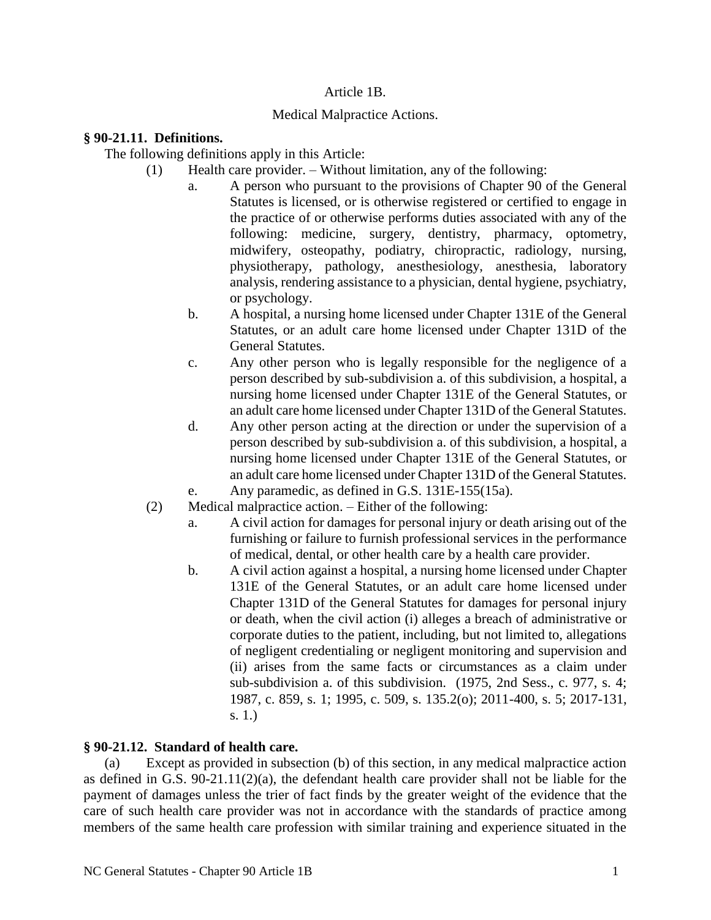Article 1B.

Medical Malpractice Actions.

**§ 90-21.11. Definitions.**

The following definitions apply in this Article:

(1) Health care provider. – Without limitation, any of the following:

a. A person who pursuant to the provisions of Chapter 90 of the General Statutes is licensed, or is otherwise registered or certified to engage in the practice of or otherwise performs duties associated with any of the following: medicine, surgery, dentistry, pharmacy, optometry, midwifery, osteopathy, podiatry, chiropractic, radiology, nursing, physiotherapy, pathology, anesthesiology, anesthesia, laboratory analysis, rendering assistance to a physician, dental hygiene, psychiatry, or psychology.

b. A hospital, a nursing home licensed under Chapter 131E of the General Statutes, or an adult care home licensed under Chapter 131D of the General Statutes.

c. Any other person who is legally responsible for the negligence of a person described by sub-subdivision a. of this subdivision, a hospital, a nursing home licensed under Chapter 131E of the General Statutes, or an adult care home licensed under Chapter 131D of the General Statutes.

d. Any other person acting at the direction or under the supervision of a person described by sub-subdivision a. of this subdivision, a hospital, a nursing home licensed under Chapter 131E of the General Statutes, or an adult care home licensed under Chapter 131D of the General Statutes.

e. Any paramedic, as defined in G.S. 131E-155(15a).

(2) Medical malpractice action. – Either of the following:

a. A civil action for damages for personal injury or death arising out of the furnishing or failure to furnish professional services in the performance of medical, dental, or other health care by a health care provider.

b. A civil action against a hospital, a nursing home licensed under Chapter 131E of the General Statutes, or an adult care home licensed under Chapter 131D of the General Statutes for damages for personal injury or death, when the civil action (i) alleges a breach of administrative or corporate duties to the patient, including, but not limited to, allegations of negligent credentialing or negligent monitoring and supervision and (ii) arises from the same facts or circumstances as a claim under sub-subdivision a. of this subdivision. (1975, 2nd Sess., c. 977, s. 4; 1987, c. 859, s. 1; 1995, c. 509, s. 135.2(o); 2011-400, s. 5; 2017-131, s. 1.)

**§ 90-21.12. Standard of health care.**

(a) Except as provided in subsection (b) of this section, in any medical malpractice action as defined in G.S. 90-21.11(2)(a), the defendant health care provider shall not be liable for the payment of damages unless the trier of fact finds by the greater weight of the evidence that the care of such health care provider was not in accordance with the standards of practice among members of the same health care profession with similar training and experience situated in the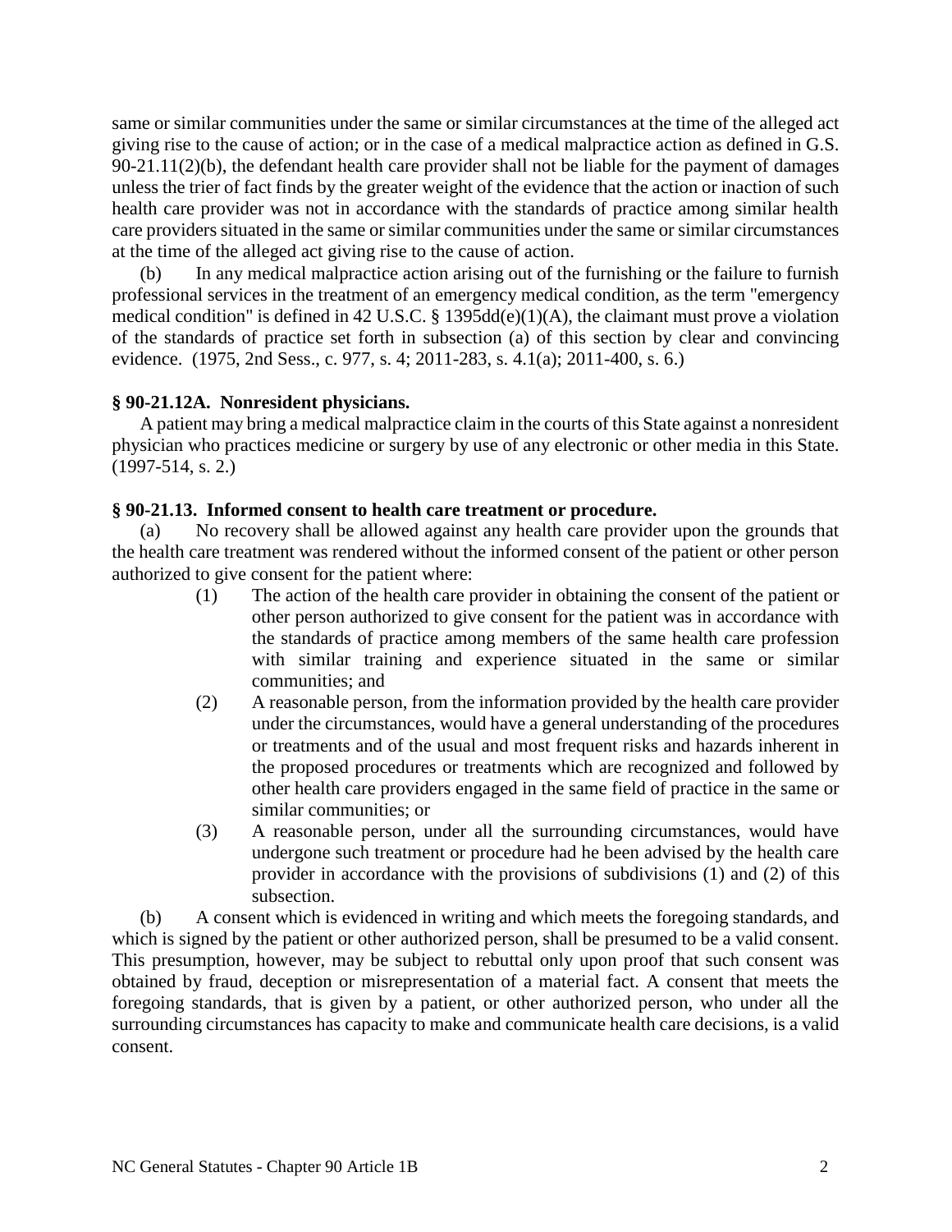same or similar communities under the same or similar circumstances at the time of the alleged act giving rise to the cause of action; or in the case of a medical malpractice action as defined in G.S. 90-21.11(2)(b), the defendant health care provider shall not be liable for the payment of damages unless the trier of fact finds by the greater weight of the evidence that the action or inaction of such health care provider was not in accordance with the standards of practice among similar health care providers situated in the same or similar communities under the same or similar circumstances at the time of the alleged act giving rise to the cause of action.

(b) In any medical malpractice action arising out of the furnishing or the failure to furnish professional services in the treatment of an emergency medical condition, as the term "emergency medical condition" is defined in 42 U.S.C. § 1395dd(e)(1)(A), the claimant must prove a violation of the standards of practice set forth in subsection (a) of this section by clear and convincing evidence. (1975, 2nd Sess., c. 977, s. 4; 2011-283, s. 4.1(a); 2011-400, s. 6.)

### § 90-21.12A. Nonresident physicians.

A patient may bring a medical malpractice claim in the courts of this State against a nonresident physician who practices medicine or surgery by use of any electronic or other media in this State. (1997-514, s. 2.)

### § 90-21.13. Informed consent to health care treatment or procedure.

(a) No recovery shall be allowed against any health care provider upon the grounds that the health care treatment was rendered without the informed consent of the patient or other person authorized to give consent for the patient where:

(1) The action of the health care provider in obtaining the consent of the patient or other person authorized to give consent for the patient was in accordance with the standards of practice among members of the same health care profession with similar training and experience situated in the same or similar communities; and

(2) A reasonable person, from the information provided by the health care provider under the circumstances, would have a general understanding of the procedures or treatments and of the usual and most frequent risks and hazards inherent in the proposed procedures or treatments which are recognized and followed by other health care providers engaged in the same field of practice in the same or similar communities; or

(3) A reasonable person, under all the surrounding circumstances, would have undergone such treatment or procedure had he been advised by the health care provider in accordance with the provisions of subdivisions (1) and (2) of this subsection.

(b) A consent which is evidenced in writing and which meets the foregoing standards, and which is signed by the patient or other authorized person, shall be presumed to be a valid consent. This presumption, however, may be subject to rebuttal only upon proof that such consent was obtained by fraud, deception or misrepresentation of a material fact. A consent that meets the foregoing standards, that is given by a patient, or other authorized person, who under all the surrounding circumstances has capacity to make and communicate health care decisions, is a valid consent.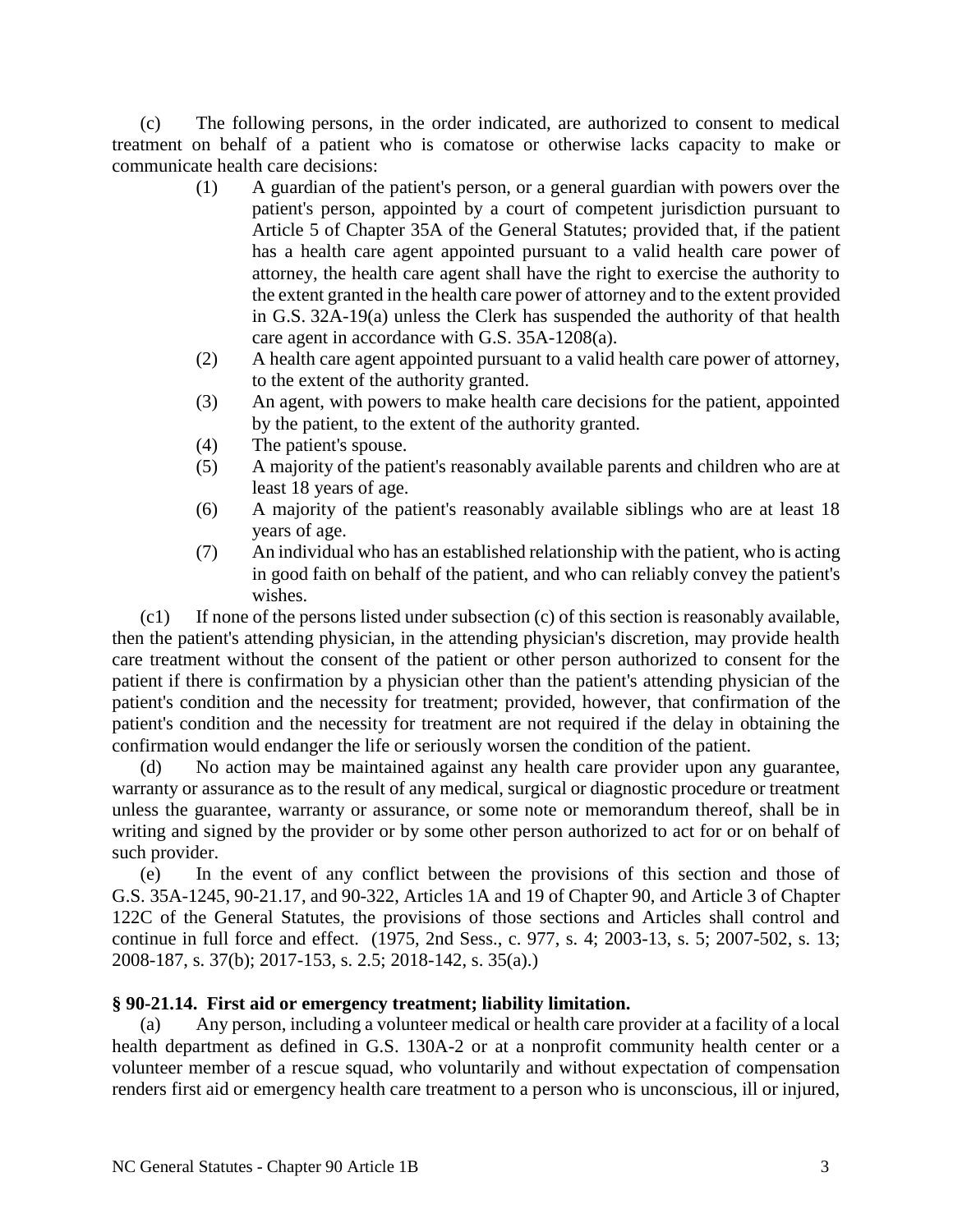(c) The following persons, in the order indicated, are authorized to consent to medical treatment on behalf of a patient who is comatose or otherwise lacks capacity to make or communicate health care decisions:

(1) A guardian of the patient's person, or a general guardian with powers over the patient's person, appointed by a court of competent jurisdiction pursuant to Article 5 of Chapter 35A of the General Statutes; provided that, if the patient has a health care agent appointed pursuant to a valid health care power of attorney, the health care agent shall have the right to exercise the authority to the extent granted in the health care power of attorney and to the extent provided in G.S. 32A-19(a) unless the Clerk has suspended the authority of that health care agent in accordance with G.S. 35A-1208(a).

(2) A health care agent appointed pursuant to a valid health care power of attorney, to the extent of the authority granted.

(3) An agent, with powers to make health care decisions for the patient, appointed by the patient, to the extent of the authority granted.

(4) The patient's spouse.

(5) A majority of the patient's reasonably available parents and children who are at least 18 years of age.

(6) A majority of the patient's reasonably available siblings who are at least 18 years of age.

(7) An individual who has an established relationship with the patient, who is acting in good faith on behalf of the patient, and who can reliably convey the patient's wishes.

(c1) If none of the persons listed under subsection (c) of this section is reasonably available, then the patient's attending physician, in the attending physician's discretion, may provide health care treatment without the consent of the patient or other person authorized to consent for the patient if there is confirmation by a physician other than the patient's attending physician of the patient's condition and the necessity for treatment; provided, however, that confirmation of the patient's condition and the necessity for treatment are not required if the delay in obtaining the confirmation would endanger the life or seriously worsen the condition of the patient.

(d) No action may be maintained against any health care provider upon any guarantee, warranty or assurance as to the result of any medical, surgical or diagnostic procedure or treatment unless the guarantee, warranty or assurance, or some note or memorandum thereof, shall be in writing and signed by the provider or by some other person authorized to act for or on behalf of such provider.

(e) In the event of any conflict between the provisions of this section and those of G.S. 35A-1245, 90-21.17, and 90-322, Articles 1A and 19 of Chapter 90, and Article 3 of Chapter 122C of the General Statutes, the provisions of those sections and Articles shall control and continue in full force and effect. (1975, 2nd Sess., c. 977, s. 4; 2003-13, s. 5; 2007-502, s. 13; 2008-187, s. 37(b); 2017-153, s. 2.5; 2018-142, s. 35(a).)

### § 90-21.14. First aid or emergency treatment; liability limitation.

(a) Any person, including a volunteer medical or health care provider at a facility of a local health department as defined in G.S. 130A-2 or at a nonprofit community health center or a volunteer member of a rescue squad, who voluntarily and without expectation of compensation renders first aid or emergency health care treatment to a person who is unconscious, ill or injured,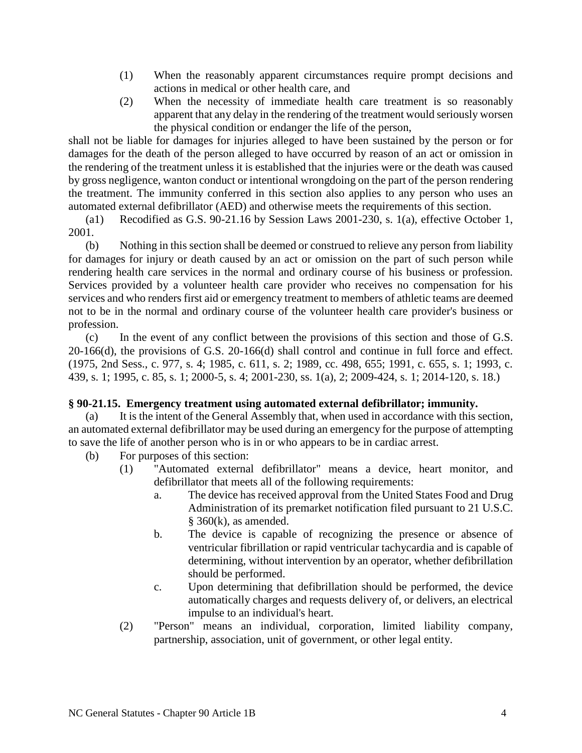(1) When the reasonably apparent circumstances require prompt decisions and actions in medical or other health care, and

(2) When the necessity of immediate health care treatment is so reasonably apparent that any delay in the rendering of the treatment would seriously worsen the physical condition or endanger the life of the person,

shall not be liable for damages for injuries alleged to have been sustained by the person or for damages for the death of the person alleged to have occurred by reason of an act or omission in the rendering of the treatment unless it is established that the injuries were or the death was caused by gross negligence, wanton conduct or intentional wrongdoing on the part of the person rendering the treatment. The immunity conferred in this section also applies to any person who uses an automated external defibrillator (AED) and otherwise meets the requirements of this section.

(a1) Recodified as G.S. 90-21.16 by Session Laws 2001-230, s. 1(a), effective October 1, 2001.

(b) Nothing in this section shall be deemed or construed to relieve any person from liability for damages for injury or death caused by an act or omission on the part of such person while rendering health care services in the normal and ordinary course of his business or profession. Services provided by a volunteer health care provider who receives no compensation for his services and who renders first aid or emergency treatment to members of athletic teams are deemed not to be in the normal and ordinary course of the volunteer health care provider's business or profession.

(c) In the event of any conflict between the provisions of this section and those of G.S. 20-166(d), the provisions of G.S. 20-166(d) shall control and continue in full force and effect. (1975, 2nd Sess., c. 977, s. 4; 1985, c. 611, s. 2; 1989, cc. 498, 655; 1991, c. 655, s. 1; 1993, c. 439, s. 1; 1995, c. 85, s. 1; 2000-5, s. 4; 2001-230, ss. 1(a), 2; 2009-424, s. 1; 2014-120, s. 18.)

**§ 90-21.15. Emergency treatment using automated external defibrillator; immunity.**

(a) It is the intent of the General Assembly that, when used in accordance with this section, an automated external defibrillator may be used during an emergency for the purpose of attempting to save the life of another person who is in or who appears to be in cardiac arrest.

(b) For purposes of this section:

(1) "Automated external defibrillator" means a device, heart monitor, and defibrillator that meets all of the following requirements:

a. The device has received approval from the United States Food and Drug Administration of its premarket notification filed pursuant to 21 U.S.C. § 360(k), as amended.

b. The device is capable of recognizing the presence or absence of ventricular fibrillation or rapid ventricular tachycardia and is capable of determining, without intervention by an operator, whether defibrillation should be performed.

c. Upon determining that defibrillation should be performed, the device automatically charges and requests delivery of, or delivers, an electrical impulse to an individual's heart.

(2) "Person" means an individual, corporation, limited liability company, partnership, association, unit of government, or other legal entity.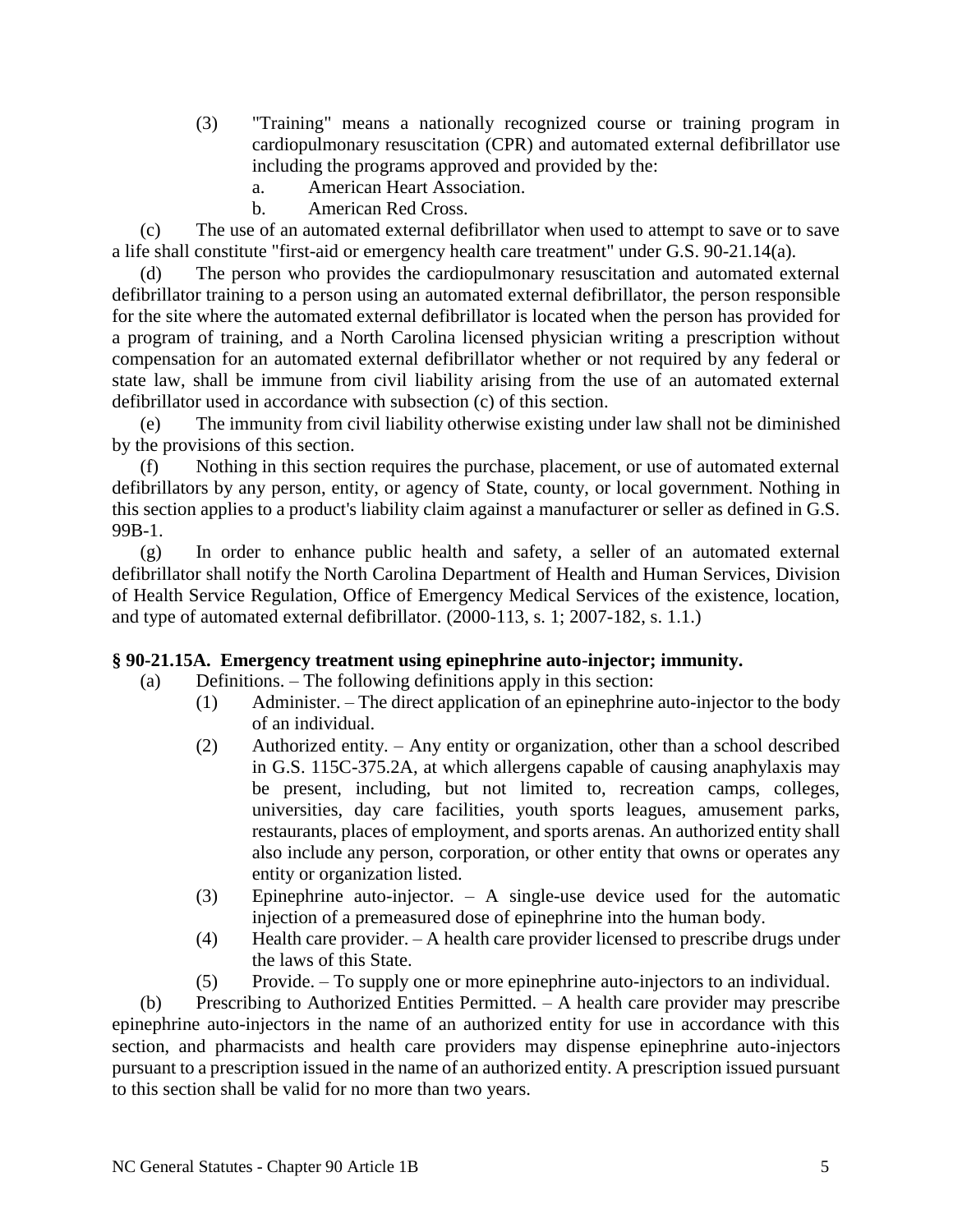(3) "Training" means a nationally recognized course or training program in cardiopulmonary resuscitation (CPR) and automated external defibrillator use including the programs approved and provided by the:

a. American Heart Association.

b. American Red Cross.

(c) The use of an automated external defibrillator when used to attempt to save or to save a life shall constitute "first-aid or emergency health care treatment" under G.S. 90-21.14(a).

(d) The person who provides the cardiopulmonary resuscitation and automated external defibrillator training to a person using an automated external defibrillator, the person responsible for the site where the automated external defibrillator is located when the person has provided for a program of training, and a North Carolina licensed physician writing a prescription without compensation for an automated external defibrillator whether or not required by any federal or state law, shall be immune from civil liability arising from the use of an automated external defibrillator used in accordance with subsection (c) of this section.

(e) The immunity from civil liability otherwise existing under law shall not be diminished by the provisions of this section.

(f) Nothing in this section requires the purchase, placement, or use of automated external defibrillators by any person, entity, or agency of State, county, or local government. Nothing in this section applies to a product's liability claim against a manufacturer or seller as defined in G.S. 99B-1.

(g) In order to enhance public health and safety, a seller of an automated external defibrillator shall notify the North Carolina Department of Health and Human Services, Division of Health Service Regulation, Office of Emergency Medical Services of the existence, location, and type of automated external defibrillator. (2000-113, s. 1; 2007-182, s. 1.1.)

### § 90-21.15A. Emergency treatment using epinephrine auto-injector; immunity.

(a) Definitions. – The following definitions apply in this section:

(1) Administer. – The direct application of an epinephrine auto-injector to the body of an individual.

(2) Authorized entity. – Any entity or organization, other than a school described in G.S. 115C-375.2A, at which allergens capable of causing anaphylaxis may be present, including, but not limited to, recreation camps, colleges, universities, day care facilities, youth sports leagues, amusement parks, restaurants, places of employment, and sports arenas. An authorized entity shall also include any person, corporation, or other entity that owns or operates any entity or organization listed.

(3) Epinephrine auto-injector. – A single-use device used for the automatic injection of a premeasured dose of epinephrine into the human body.

(4) Health care provider. – A health care provider licensed to prescribe drugs under the laws of this State.

(5) Provide. – To supply one or more epinephrine auto-injectors to an individual.

(b) Prescribing to Authorized Entities Permitted. – A health care provider may prescribe epinephrine auto-injectors in the name of an authorized entity for use in accordance with this section, and pharmacists and health care providers may dispense epinephrine auto-injectors pursuant to a prescription issued in the name of an authorized entity. A prescription issued pursuant to this section shall be valid for no more than two years.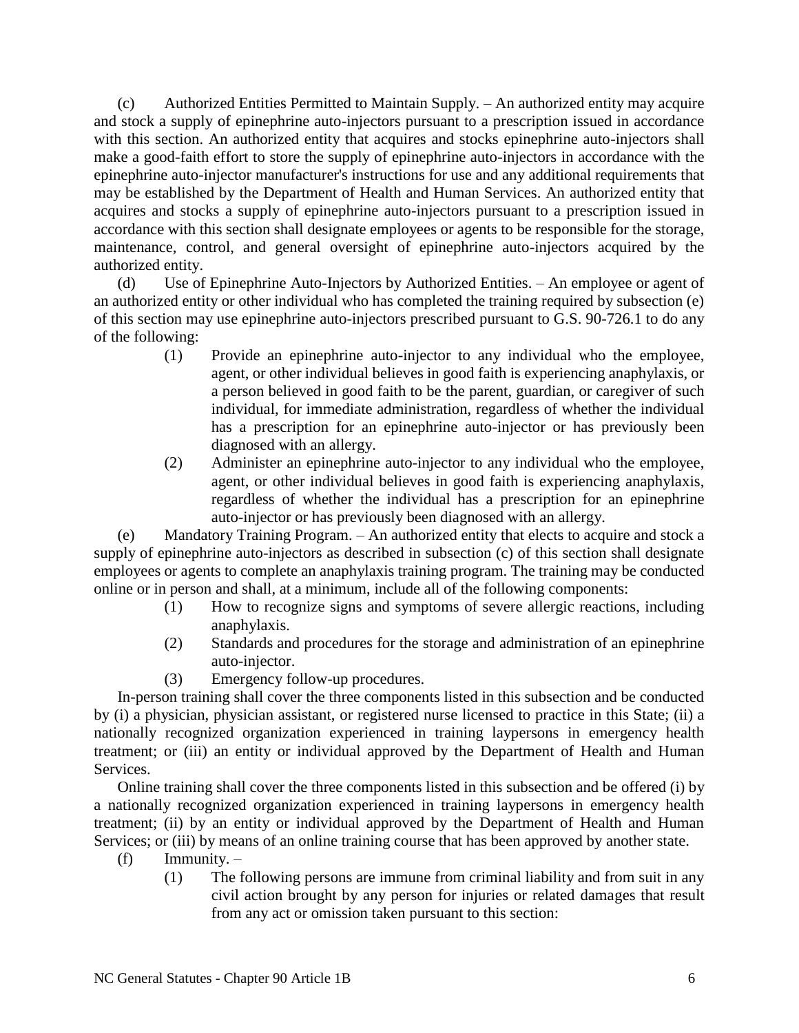(c) Authorized Entities Permitted to Maintain Supply. – An authorized entity may acquire and stock a supply of epinephrine auto-injectors pursuant to a prescription issued in accordance with this section. An authorized entity that acquires and stocks epinephrine auto-injectors shall make a good-faith effort to store the supply of epinephrine auto-injectors in accordance with the epinephrine auto-injector manufacturer's instructions for use and any additional requirements that may be established by the Department of Health and Human Services. An authorized entity that acquires and stocks a supply of epinephrine auto-injectors pursuant to a prescription issued in accordance with this section shall designate employees or agents to be responsible for the storage, maintenance, control, and general oversight of epinephrine auto-injectors acquired by the authorized entity.

(d) Use of Epinephrine Auto-Injectors by Authorized Entities. – An employee or agent of an authorized entity or other individual who has completed the training required by subsection (e) of this section may use epinephrine auto-injectors prescribed pursuant to G.S. 90-726.1 to do any of the following:

(1) Provide an epinephrine auto-injector to any individual who the employee, agent, or other individual believes in good faith is experiencing anaphylaxis, or a person believed in good faith to be the parent, guardian, or caregiver of such individual, for immediate administration, regardless of whether the individual has a prescription for an epinephrine auto-injector or has previously been diagnosed with an allergy.

(2) Administer an epinephrine auto-injector to any individual who the employee, agent, or other individual believes in good faith is experiencing anaphylaxis, regardless of whether the individual has a prescription for an epinephrine auto-injector or has previously been diagnosed with an allergy.

(e) Mandatory Training Program. – An authorized entity that elects to acquire and stock a supply of epinephrine auto-injectors as described in subsection (c) of this section shall designate employees or agents to complete an anaphylaxis training program. The training may be conducted online or in person and shall, at a minimum, include all of the following components:

(1) How to recognize signs and symptoms of severe allergic reactions, including anaphylaxis.

(2) Standards and procedures for the storage and administration of an epinephrine auto-injector.

(3) Emergency follow-up procedures.

In-person training shall cover the three components listed in this subsection and be conducted by (i) a physician, physician assistant, or registered nurse licensed to practice in this State; (ii) a nationally recognized organization experienced in training laypersons in emergency health treatment; or (iii) an entity or individual approved by the Department of Health and Human Services.

Online training shall cover the three components listed in this subsection and be offered (i) by a nationally recognized organization experienced in training laypersons in emergency health treatment; (ii) by an entity or individual approved by the Department of Health and Human Services; or (iii) by means of an online training course that has been approved by another state.

(f) Immunity. –

(1) The following persons are immune from criminal liability and from suit in any civil action brought by any person for injuries or related damages that result from any act or omission taken pursuant to this section: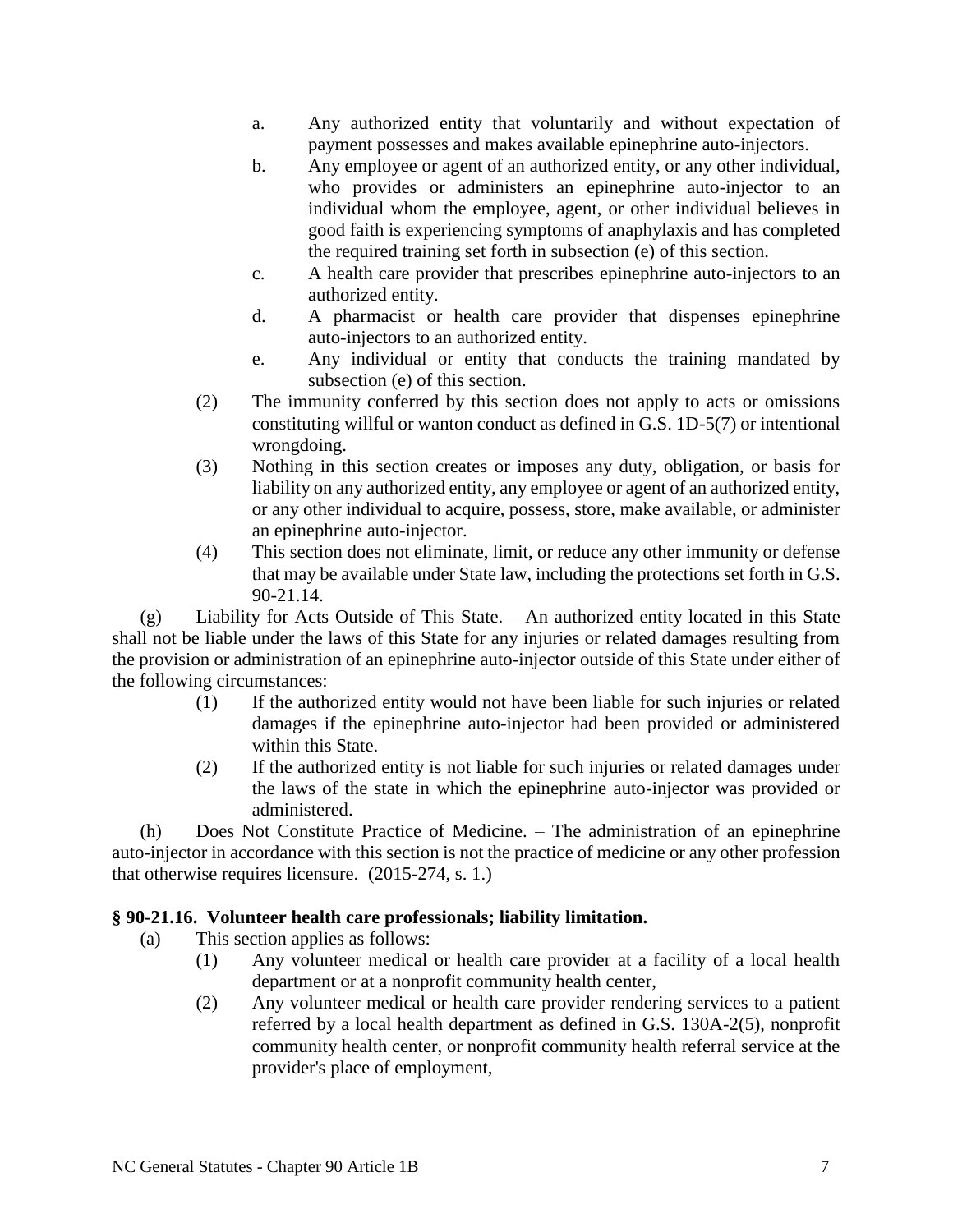a. Any authorized entity that voluntarily and without expectation of payment possesses and makes available epinephrine auto-injectors.
b. Any employee or agent of an authorized entity, or any other individual, who provides or administers an epinephrine auto-injector to an individual whom the employee, agent, or other individual believes in good faith is experiencing symptoms of anaphylaxis and has completed the required training set forth in subsection (e) of this section.
c. A health care provider that prescribes epinephrine auto-injectors to an authorized entity.
d. A pharmacist or health care provider that dispenses epinephrine auto-injectors to an authorized entity.
e. Any individual or entity that conducts the training mandated by subsection (e) of this section.

(2) The immunity conferred by this section does not apply to acts or omissions constituting willful or wanton conduct as defined in G.S. 1D-5(7) or intentional wrongdoing.

(3) Nothing in this section creates or imposes any duty, obligation, or basis for liability on any authorized entity, any employee or agent of an authorized entity, or any other individual to acquire, possess, store, make available, or administer an epinephrine auto-injector.

(4) This section does not eliminate, limit, or reduce any other immunity or defense that may be available under State law, including the protections set forth in G.S. 90-21.14.

(g) Liability for Acts Outside of This State. – An authorized entity located in this State shall not be liable under the laws of this State for any injuries or related damages resulting from the provision or administration of an epinephrine auto-injector outside of this State under either of the following circumstances:

(1) If the authorized entity would not have been liable for such injuries or related damages if the epinephrine auto-injector had been provided or administered within this State.

(2) If the authorized entity is not liable for such injuries or related damages under the laws of the state in which the epinephrine auto-injector was provided or administered.

(h) Does Not Constitute Practice of Medicine. – The administration of an epinephrine auto-injector in accordance with this section is not the practice of medicine or any other profession that otherwise requires licensure. (2015-274, s. 1.)

**§ 90-21.16. Volunteer health care professionals; liability limitation.**

(a) This section applies as follows:

(1) Any volunteer medical or health care provider at a facility of a local health department or at a nonprofit community health center,

(2) Any volunteer medical or health care provider rendering services to a patient referred by a local health department as defined in G.S. 130A-2(5), nonprofit community health center, or nonprofit community health referral service at the provider's place of employment,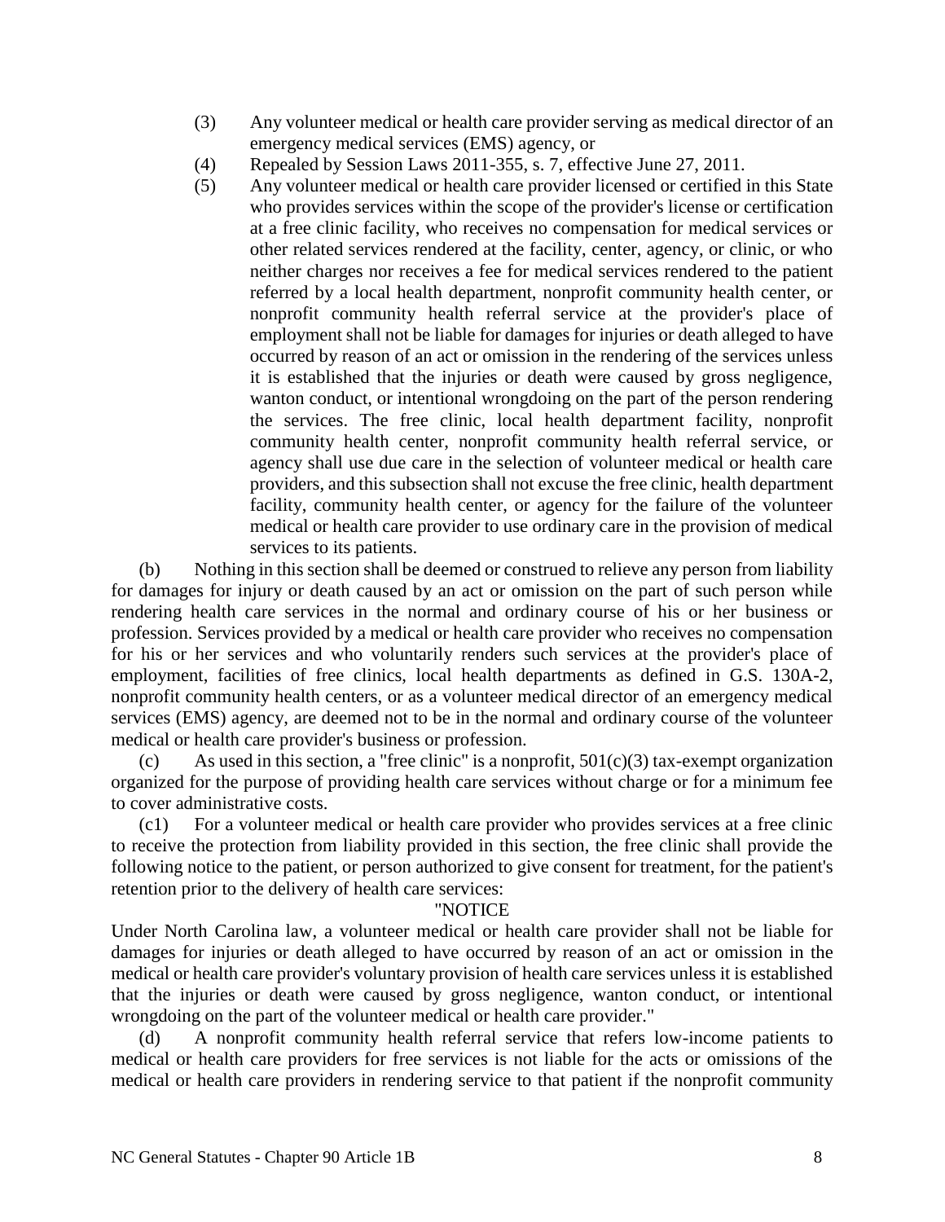(3) Any volunteer medical or health care provider serving as medical director of an emergency medical services (EMS) agency, or

(4) Repealed by Session Laws 2011-355, s. 7, effective June 27, 2011.

(5) Any volunteer medical or health care provider licensed or certified in this State who provides services within the scope of the provider's license or certification at a free clinic facility, who receives no compensation for medical services or other related services rendered at the facility, center, agency, or clinic, or who neither charges nor receives a fee for medical services rendered to the patient referred by a local health department, nonprofit community health center, or nonprofit community health referral service at the provider's place of employment shall not be liable for damages for injuries or death alleged to have occurred by reason of an act or omission in the rendering of the services unless it is established that the injuries or death were caused by gross negligence, wanton conduct, or intentional wrongdoing on the part of the person rendering the services. The free clinic, local health department facility, nonprofit community health center, nonprofit community health referral service, or agency shall use due care in the selection of volunteer medical or health care providers, and this subsection shall not excuse the free clinic, health department facility, community health center, or agency for the failure of the volunteer medical or health care provider to use ordinary care in the provision of medical services to its patients.

(b) Nothing in this section shall be deemed or construed to relieve any person from liability for damages for injury or death caused by an act or omission on the part of such person while rendering health care services in the normal and ordinary course of his or her business or profession. Services provided by a medical or health care provider who receives no compensation for his or her services and who voluntarily renders such services at the provider's place of employment, facilities of free clinics, local health departments as defined in G.S. 130A-2, nonprofit community health centers, or as a volunteer medical director of an emergency medical services (EMS) agency, are deemed not to be in the normal and ordinary course of the volunteer medical or health care provider's business or profession.

(c) As used in this section, a "free clinic" is a nonprofit, 501(c)(3) tax-exempt organization organized for the purpose of providing health care services without charge or for a minimum fee to cover administrative costs.

(c1) For a volunteer medical or health care provider who provides services at a free clinic to receive the protection from liability provided in this section, the free clinic shall provide the following notice to the patient, or person authorized to give consent for treatment, for the patient's retention prior to the delivery of health care services:

"NOTICE

Under North Carolina law, a volunteer medical or health care provider shall not be liable for damages for injuries or death alleged to have occurred by reason of an act or omission in the medical or health care provider's voluntary provision of health care services unless it is established that the injuries or death were caused by gross negligence, wanton conduct, or intentional wrongdoing on the part of the volunteer medical or health care provider."

(d) A nonprofit community health referral service that refers low-income patients to medical or health care providers for free services is not liable for the acts or omissions of the medical or health care providers in rendering service to that patient if the nonprofit community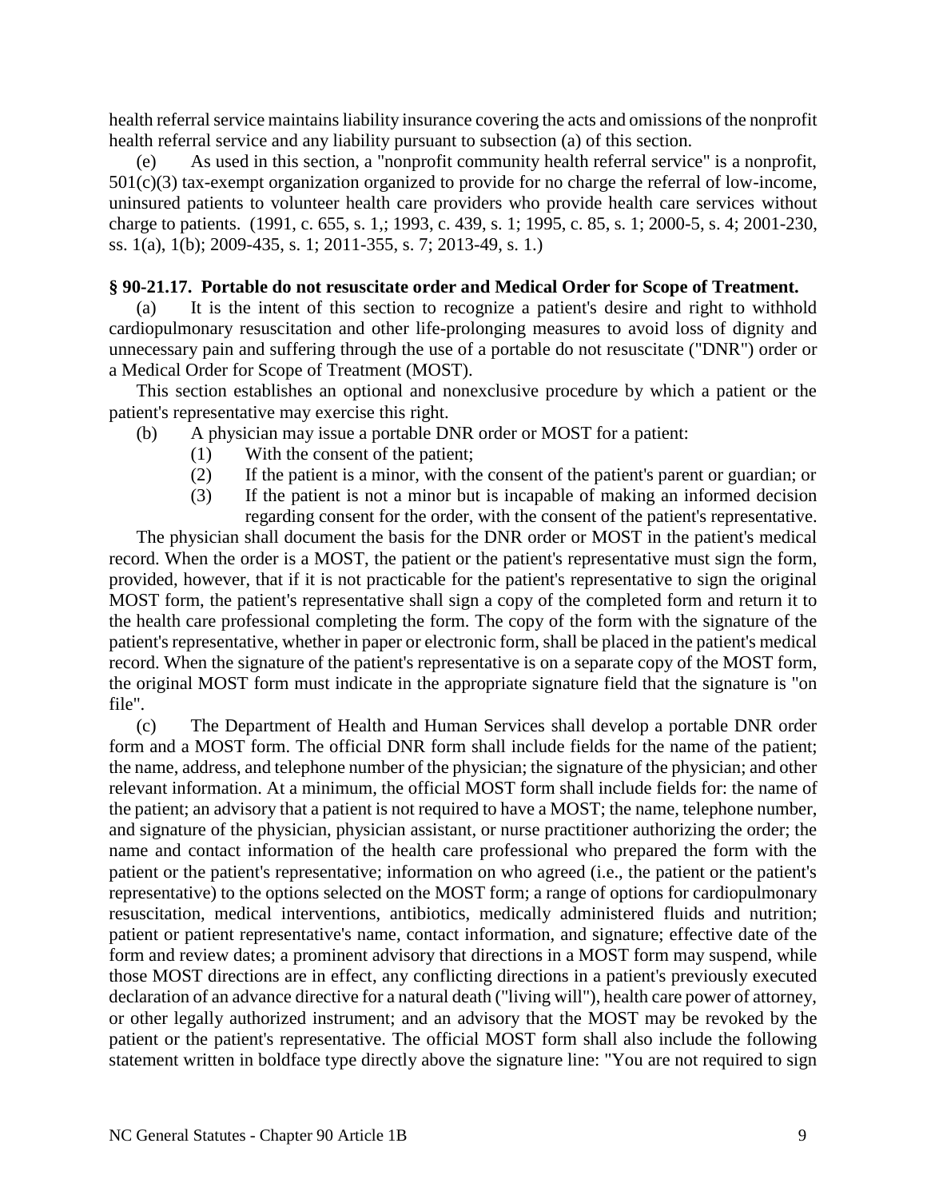health referral service maintains liability insurance covering the acts and omissions of the nonprofit health referral service and any liability pursuant to subsection (a) of this section.

(e) As used in this section, a "nonprofit community health referral service" is a nonprofit, 501(c)(3) tax-exempt organization organized to provide for no charge the referral of low-income, uninsured patients to volunteer health care providers who provide health care services without charge to patients. (1991, c. 655, s. 1,; 1993, c. 439, s. 1; 1995, c. 85, s. 1; 2000-5, s. 4; 2001-230, ss. 1(a), 1(b); 2009-435, s. 1; 2011-355, s. 7; 2013-49, s. 1.)

**§ 90-21.17. Portable do not resuscitate order and Medical Order for Scope of Treatment.**

(a) It is the intent of this section to recognize a patient's desire and right to withhold cardiopulmonary resuscitation and other life-prolonging measures to avoid loss of dignity and unnecessary pain and suffering through the use of a portable do not resuscitate ("DNR") order or a Medical Order for Scope of Treatment (MOST).

This section establishes an optional and nonexclusive procedure by which a patient or the patient's representative may exercise this right.

(b) A physician may issue a portable DNR order or MOST for a patient:

(1) With the consent of the patient;

(2) If the patient is a minor, with the consent of the patient's parent or guardian; or

(3) If the patient is not a minor but is incapable of making an informed decision regarding consent for the order, with the consent of the patient's representative.

The physician shall document the basis for the DNR order or MOST in the patient's medical record. When the order is a MOST, the patient or the patient's representative must sign the form, provided, however, that if it is not practicable for the patient's representative to sign the original MOST form, the patient's representative shall sign a copy of the completed form and return it to the health care professional completing the form. The copy of the form with the signature of the patient's representative, whether in paper or electronic form, shall be placed in the patient's medical record. When the signature of the patient's representative is on a separate copy of the MOST form, the original MOST form must indicate in the appropriate signature field that the signature is "on file".

(c) The Department of Health and Human Services shall develop a portable DNR order form and a MOST form. The official DNR form shall include fields for the name of the patient; the name, address, and telephone number of the physician; the signature of the physician; and other relevant information. At a minimum, the official MOST form shall include fields for: the name of the patient; an advisory that a patient is not required to have a MOST; the name, telephone number, and signature of the physician, physician assistant, or nurse practitioner authorizing the order; the name and contact information of the health care professional who prepared the form with the patient or the patient's representative; information on who agreed (i.e., the patient or the patient's representative) to the options selected on the MOST form; a range of options for cardiopulmonary resuscitation, medical interventions, antibiotics, medically administered fluids and nutrition; patient or patient representative's name, contact information, and signature; effective date of the form and review dates; a prominent advisory that directions in a MOST form may suspend, while those MOST directions are in effect, any conflicting directions in a patient's previously executed declaration of an advance directive for a natural death ("living will"), health care power of attorney, or other legally authorized instrument; and an advisory that the MOST may be revoked by the patient or the patient's representative. The official MOST form shall also include the following statement written in boldface type directly above the signature line: "You are not required to sign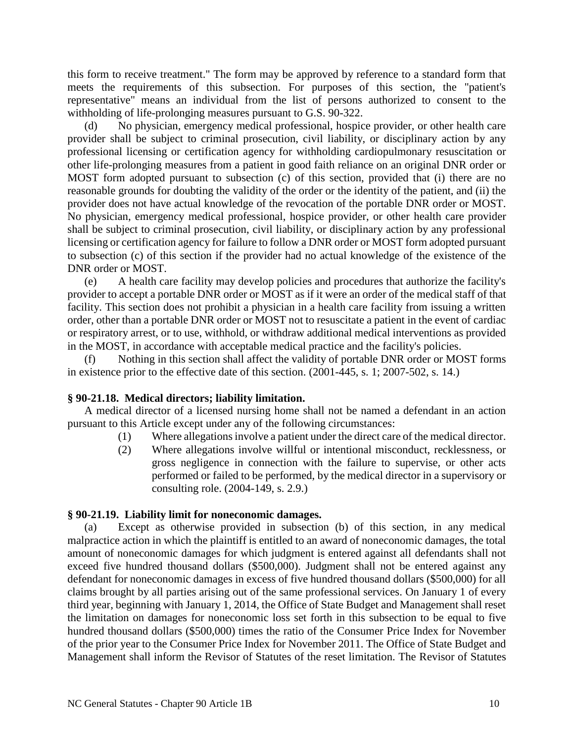this form to receive treatment." The form may be approved by reference to a standard form that meets the requirements of this subsection. For purposes of this section, the "patient's representative" means an individual from the list of persons authorized to consent to the withholding of life-prolonging measures pursuant to G.S. 90-322.

(d) No physician, emergency medical professional, hospice provider, or other health care provider shall be subject to criminal prosecution, civil liability, or disciplinary action by any professional licensing or certification agency for withholding cardiopulmonary resuscitation or other life-prolonging measures from a patient in good faith reliance on an original DNR order or MOST form adopted pursuant to subsection (c) of this section, provided that (i) there are no reasonable grounds for doubting the validity of the order or the identity of the patient, and (ii) the provider does not have actual knowledge of the revocation of the portable DNR order or MOST. No physician, emergency medical professional, hospice provider, or other health care provider shall be subject to criminal prosecution, civil liability, or disciplinary action by any professional licensing or certification agency for failure to follow a DNR order or MOST form adopted pursuant to subsection (c) of this section if the provider had no actual knowledge of the existence of the DNR order or MOST.

(e) A health care facility may develop policies and procedures that authorize the facility's provider to accept a portable DNR order or MOST as if it were an order of the medical staff of that facility. This section does not prohibit a physician in a health care facility from issuing a written order, other than a portable DNR order or MOST not to resuscitate a patient in the event of cardiac or respiratory arrest, or to use, withhold, or withdraw additional medical interventions as provided in the MOST, in accordance with acceptable medical practice and the facility's policies.

(f) Nothing in this section shall affect the validity of portable DNR order or MOST forms in existence prior to the effective date of this section. (2001-445, s. 1; 2007-502, s. 14.)

**§ 90-21.18. Medical directors; liability limitation.**

A medical director of a licensed nursing home shall not be named a defendant in an action pursuant to this Article except under any of the following circumstances:

(1) Where allegations involve a patient under the direct care of the medical director.

(2) Where allegations involve willful or intentional misconduct, recklessness, or gross negligence in connection with the failure to supervise, or other acts performed or failed to be performed, by the medical director in a supervisory or consulting role. (2004-149, s. 2.9.)

**§ 90-21.19. Liability limit for noneconomic damages.**

(a) Except as otherwise provided in subsection (b) of this section, in any medical malpractice action in which the plaintiff is entitled to an award of noneconomic damages, the total amount of noneconomic damages for which judgment is entered against all defendants shall not exceed five hundred thousand dollars ($500,000). Judgment shall not be entered against any defendant for noneconomic damages in excess of five hundred thousand dollars ($500,000) for all claims brought by all parties arising out of the same professional services. On January 1 of every third year, beginning with January 1, 2014, the Office of State Budget and Management shall reset the limitation on damages for noneconomic loss set forth in this subsection to be equal to five hundred thousand dollars ($500,000) times the ratio of the Consumer Price Index for November of the prior year to the Consumer Price Index for November 2011. The Office of State Budget and Management shall inform the Revisor of Statutes of the reset limitation. The Revisor of Statutes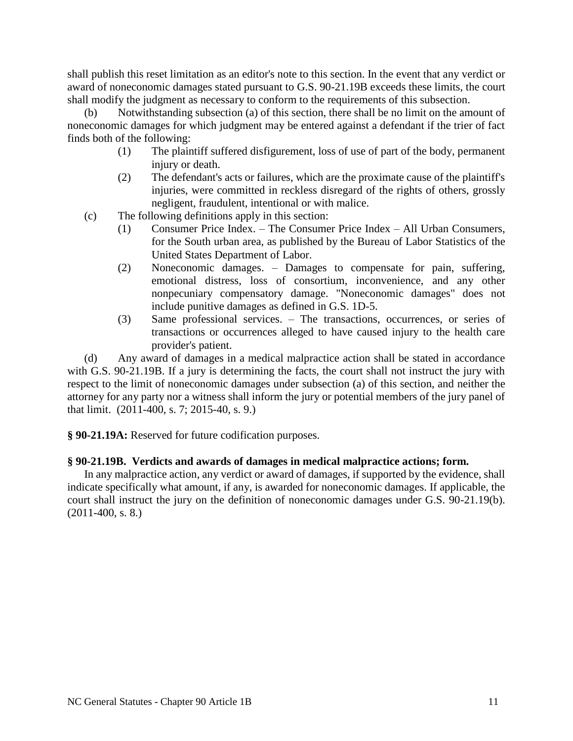shall publish this reset limitation as an editor's note to this section. In the event that any verdict or award of noneconomic damages stated pursuant to G.S. 90-21.19B exceeds these limits, the court shall modify the judgment as necessary to conform to the requirements of this subsection.

(b) Notwithstanding subsection (a) of this section, there shall be no limit on the amount of noneconomic damages for which judgment may be entered against a defendant if the trier of fact finds both of the following:

(1) The plaintiff suffered disfigurement, loss of use of part of the body, permanent injury or death.

(2) The defendant's acts or failures, which are the proximate cause of the plaintiff's injuries, were committed in reckless disregard of the rights of others, grossly negligent, fraudulent, intentional or with malice.

(c) The following definitions apply in this section:

(1) Consumer Price Index. – The Consumer Price Index – All Urban Consumers, for the South urban area, as published by the Bureau of Labor Statistics of the United States Department of Labor.

(2) Noneconomic damages. – Damages to compensate for pain, suffering, emotional distress, loss of consortium, inconvenience, and any other nonpecuniary compensatory damage. "Noneconomic damages" does not include punitive damages as defined in G.S. 1D-5.

(3) Same professional services. – The transactions, occurrences, or series of transactions or occurrences alleged to have caused injury to the health care provider's patient.

(d) Any award of damages in a medical malpractice action shall be stated in accordance with G.S. 90-21.19B. If a jury is determining the facts, the court shall not instruct the jury with respect to the limit of noneconomic damages under subsection (a) of this section, and neither the attorney for any party nor a witness shall inform the jury or potential members of the jury panel of that limit. (2011-400, s. 7; 2015-40, s. 9.)

**§ 90-21.19A:** Reserved for future codification purposes.

**§ 90-21.19B. Verdicts and awards of damages in medical malpractice actions; form.**

In any malpractice action, any verdict or award of damages, if supported by the evidence, shall indicate specifically what amount, if any, is awarded for noneconomic damages. If applicable, the court shall instruct the jury on the definition of noneconomic damages under G.S. 90-21.19(b). (2011-400, s. 8.)